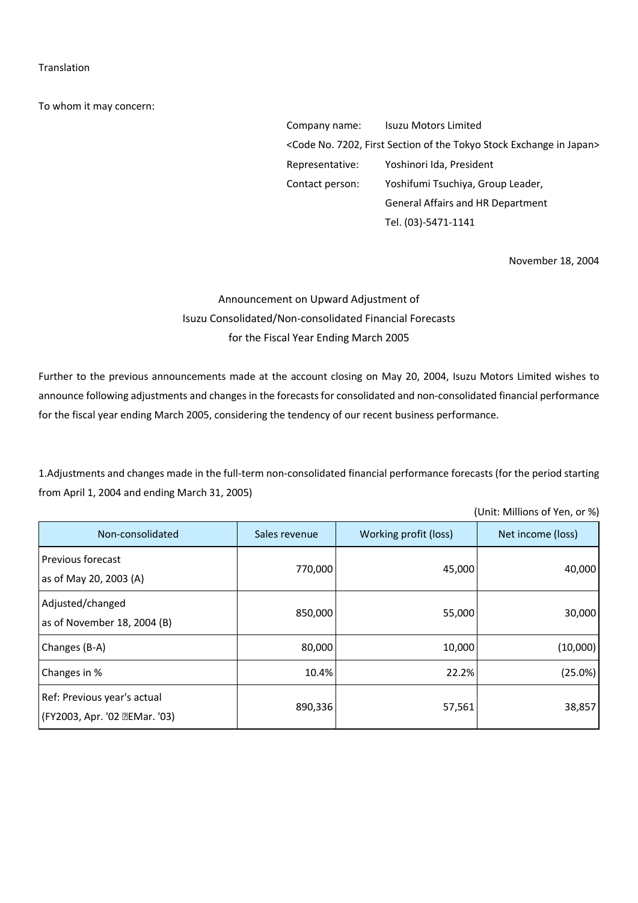Translation

To whom it may concern:

Company name: Isuzu Motors Limited
<Code No. 7202, First Section of the Tokyo Stock Exchange in Japan>
Representative: Yoshinori Ida, President
Contact person: Yoshifumi Tsuchiya, Group Leader,
General Affairs and HR Department
Tel. (03)-5471-1141

November 18, 2004

# Announcement on Upward Adjustment of Isuzu Consolidated/Non-consolidated Financial Forecasts for the Fiscal Year Ending March 2005

Further to the previous announcements made at the account closing on May 20, 2004, Isuzu Motors Limited wishes to announce following adjustments and changes in the forecasts for consolidated and non-consolidated financial performance for the fiscal year ending March 2005, considering the tendency of our recent business performance.

1.Adjustments and changes made in the full-term non-consolidated financial performance forecasts (for the period starting from April 1, 2004 and ending March 31, 2005)

(Unit: Millions of Yen, or %)

| Non-consolidated | Sales revenue | Working profit (loss) | Net income (loss) |
|---|---|---|---|
| Previous forecast as of May 20, 2003 (A) | 770,000 | 45,000 | 40,000 |
| Adjusted/changed as of November 18, 2004 (B) | 850,000 | 55,000 | 30,000 |
| Changes (B-A) | 80,000 | 10,000 | (10,000) |
| Changes in % | 10.4% | 22.2% | (25.0%) |
| Ref: Previous year's actual (FY2003, Apr. '02 �EMar. '03) | 890,336 | 57,561 | 38,857 |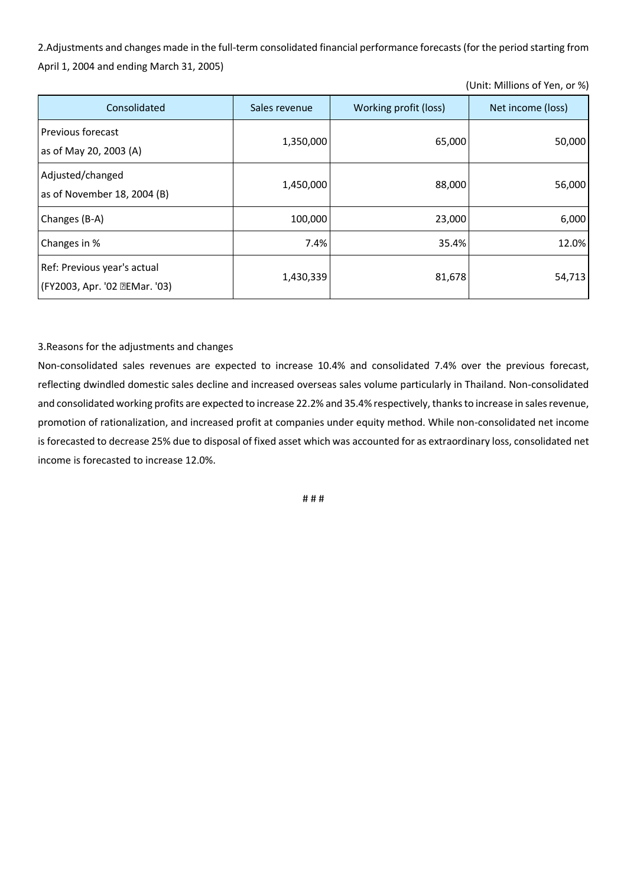2.Adjustments and changes made in the full-term consolidated financial performance forecasts (for the period starting from April 1, 2004 and ending March 31, 2005)

(Unit: Millions of Yen, or %)

| Consolidated | Sales revenue | Working profit (loss) | Net income (loss) |
|---|---|---|---|
| Previous forecast as of May 20, 2003 (A) | 1,350,000 | 65,000 | 50,000 |
| Adjusted/changed as of November 18, 2004 (B) | 1,450,000 | 88,000 | 56,000 |
| Changes (B-A) | 100,000 | 23,000 | 6,000 |
| Changes in % | 7.4% | 35.4% | 12.0% |
| Ref: Previous year's actual (FY2003, Apr. '02 �EMar. '03) | 1,430,339 | 81,678 | 54,713 |

3.Reasons for the adjustments and changes

Non-consolidated sales revenues are expected to increase 10.4% and consolidated 7.4% over the previous forecast, reflecting dwindled domestic sales decline and increased overseas sales volume particularly in Thailand. Non-consolidated and consolidated working profits are expected to increase 22.2% and 35.4% respectively, thanks to increase in sales revenue, promotion of rationalization, and increased profit at companies under equity method. While non-consolidated net income is forecasted to decrease 25% due to disposal of fixed asset which was accounted for as extraordinary loss, consolidated net income is forecasted to increase 12.0%.

# # #